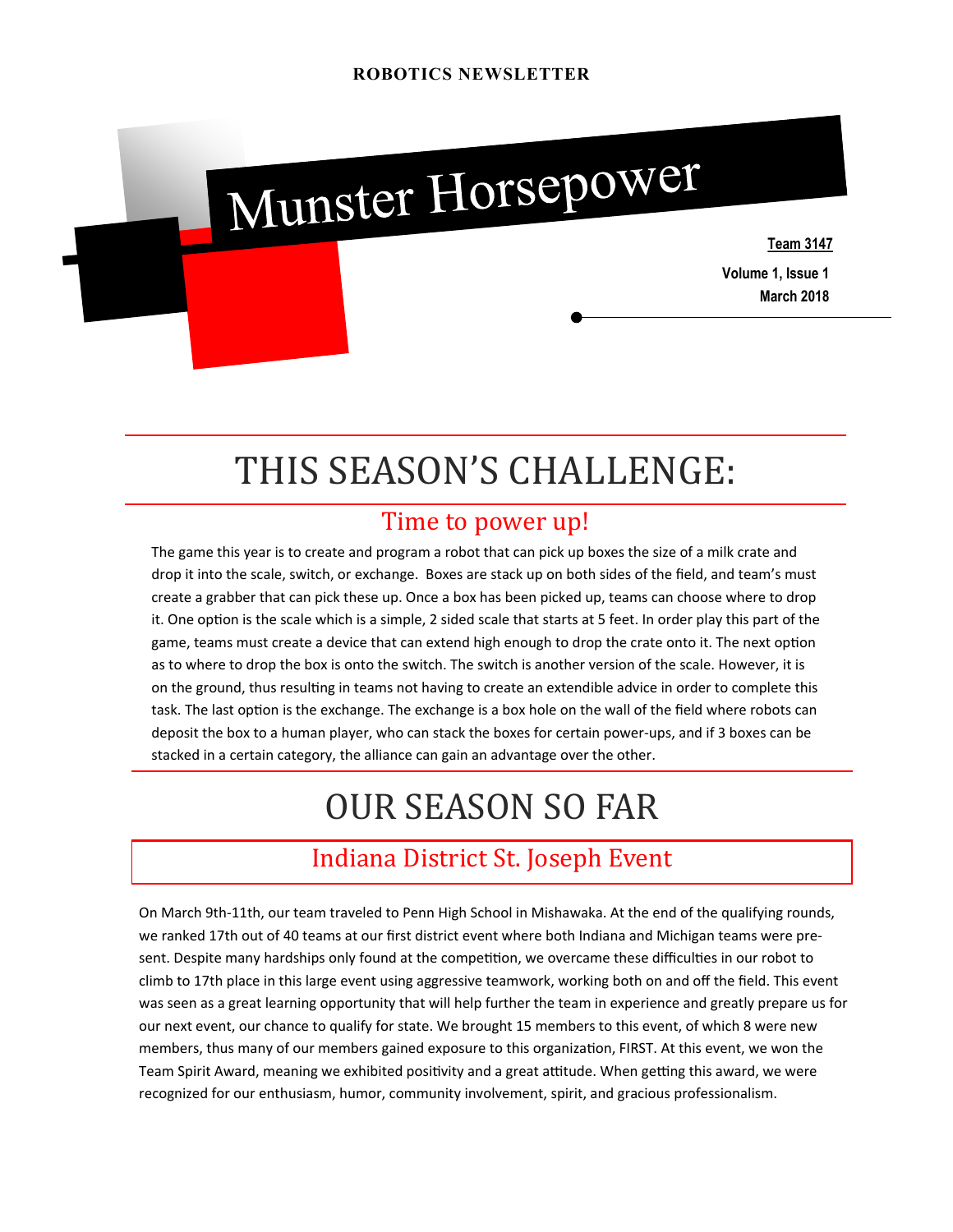ROBOTICS NEWSLETTER

# Munster Horsepower

**Team 3147**

**Volume 1, Issue 1**
**March 2018**

# THIS SEASON'S CHALLENGE:

## Time to power up!

The game this year is to create and program a robot that can pick up boxes the size of a milk crate and drop it into the scale, switch, or exchange. Boxes are stack up on both sides of the field, and team's must create a grabber that can pick these up. Once a box has been picked up, teams can choose where to drop it. One option is the scale which is a simple, 2 sided scale that starts at 5 feet. In order play this part of the game, teams must create a device that can extend high enough to drop the crate onto it. The next option as to where to drop the box is onto the switch. The switch is another version of the scale. However, it is on the ground, thus resulting in teams not having to create an extendible advice in order to complete this task. The last option is the exchange. The exchange is a box hole on the wall of the field where robots can deposit the box to a human player, who can stack the boxes for certain power-ups, and if 3 boxes can be stacked in a certain category, the alliance can gain an advantage over the other.

# OUR SEASON SO FAR

## Indiana District St. Joseph Event

On March 9th-11th, our team traveled to Penn High School in Mishawaka. At the end of the qualifying rounds, we ranked 17th out of 40 teams at our first district event where both Indiana and Michigan teams were present. Despite many hardships only found at the competition, we overcame these difficulties in our robot to climb to 17th place in this large event using aggressive teamwork, working both on and off the field. This event was seen as a great learning opportunity that will help further the team in experience and greatly prepare us for our next event, our chance to qualify for state. We brought 15 members to this event, of which 8 were new members, thus many of our members gained exposure to this organization, FIRST. At this event, we won the Team Spirit Award, meaning we exhibited positivity and a great attitude. When getting this award, we were recognized for our enthusiasm, humor, community involvement, spirit, and gracious professionalism.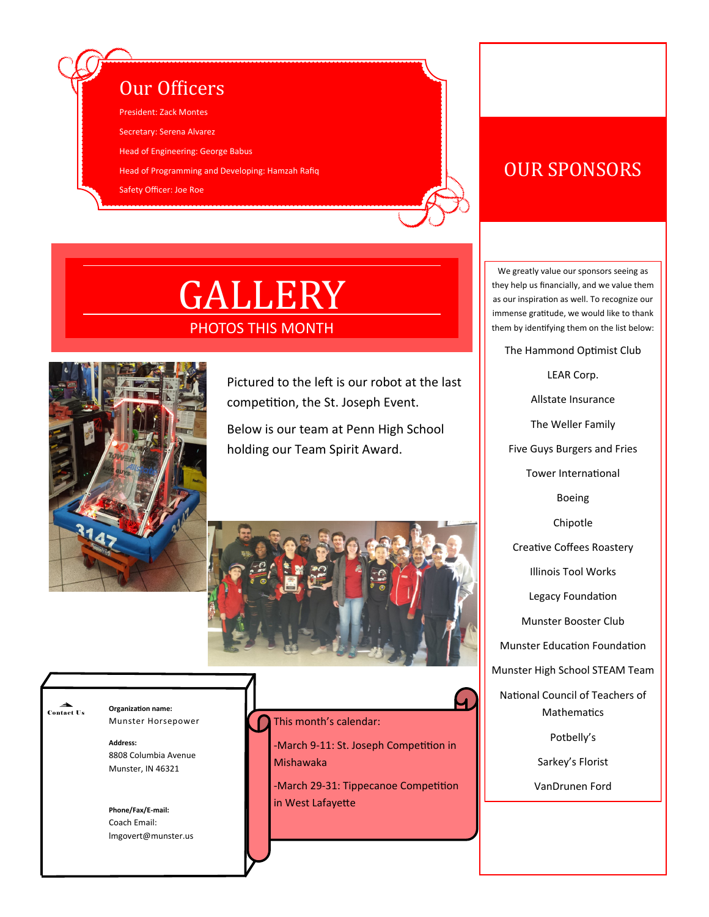## Our Officers

President: Zack Montes

Secretary: Serena Alvarez

Head of Engineering: George Babus

Head of Programming and Developing: Hamzah Rafiq

Safety Officer: Joe Roe

# GALLERY

PHOTOS THIS MONTH

Pictured to the left is our robot at the last competition, the St. Joseph Event.

Below is our team at Penn High School holding our Team Spirit Award.

Contact Us

**Organization name:**
Munster Horsepower

**Address:**
8808 Columbia Avenue
Munster, IN 46321

**Phone/Fax/E-mail:**
Coach Email:
lmgovert@munster.us

This month's calendar:

-March 9-11: St. Joseph Competition in Mishawaka

-March 29-31: Tippecanoe Competition in West Lafayette

## OUR SPONSORS

We greatly value our sponsors seeing as they help us financially, and we value them as our inspiration as well. To recognize our immense gratitude, we would like to thank them by identifying them on the list below:

The Hammond Optimist Club

LEAR Corp.

Allstate Insurance

The Weller Family

Five Guys Burgers and Fries

Tower International

Boeing

Chipotle

Creative Coffees Roastery

Illinois Tool Works

Legacy Foundation

Munster Booster Club

Munster Education Foundation

Munster High School STEAM Team

National Council of Teachers of Mathematics

Potbelly's

Sarkey's Florist

VanDrunen Ford